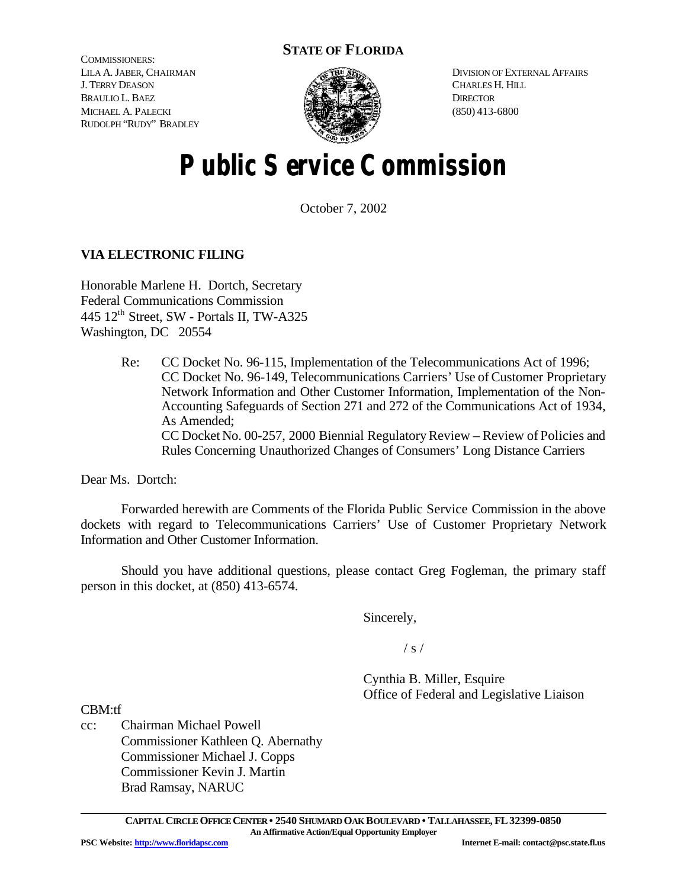COMMISSIONERS:
LILA A. JABER, CHAIRMAN
J. TERRY DEASON
BRAULIO L. BAEZ
MICHAEL A. PALECKI
RUDOLPH "RUDY" BRADLEY

**STATE OF FLORIDA**

DIVISION OF EXTERNAL AFFAIRS
CHARLES H. HILL
DIRECTOR
(850) 413-6800

# Public Service Commission

October 7, 2002

**VIA ELECTRONIC FILING**

Honorable Marlene H. Dortch, Secretary
Federal Communications Commission
445 12th Street, SW - Portals II, TW-A325
Washington, DC 20554

Re: CC Docket No. 96-115, Implementation of the Telecommunications Act of 1996; CC Docket No. 96-149, Telecommunications Carriers' Use of Customer Proprietary Network Information and Other Customer Information, Implementation of the Non-Accounting Safeguards of Section 271 and 272 of the Communications Act of 1934, As Amended;
CC Docket No. 00-257, 2000 Biennial Regulatory Review – Review of Policies and Rules Concerning Unauthorized Changes of Consumers' Long Distance Carriers

Dear Ms. Dortch:

Forwarded herewith are Comments of the Florida Public Service Commission in the above dockets with regard to Telecommunications Carriers' Use of Customer Proprietary Network Information and Other Customer Information.

Should you have additional questions, please contact Greg Fogleman, the primary staff person in this docket, at (850) 413-6574.

Sincerely,

/ s /

Cynthia B. Miller, Esquire
Office of Federal and Legislative Liaison

CBM:tf

cc: Chairman Michael Powell
Commissioner Kathleen Q. Abernathy
Commissioner Michael J. Copps
Commissioner Kevin J. Martin
Brad Ramsay, NARUC

CAPITAL CIRCLE OFFICE CENTER • 2540 SHUMARD OAK BOULEVARD • TALLAHASSEE, FL 32399-0850
An Affirmative Action/Equal Opportunity Employer

PSC Website: http://www.floridapsc.com Internet E-mail: contact@psc.state.fl.us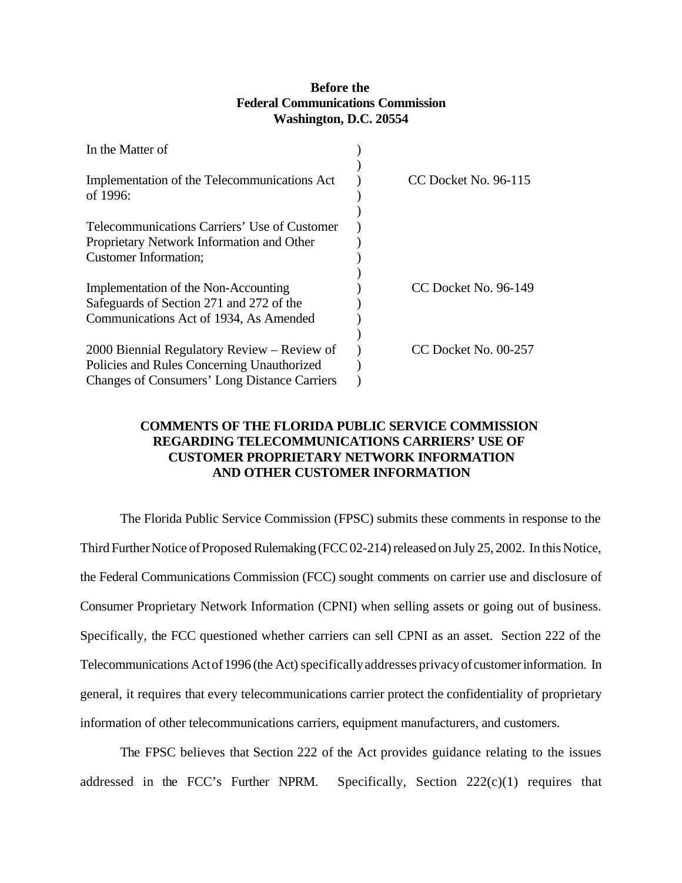**Before the**
**Federal Communications Commission**
**Washington, D.C. 20554**

| | | |
|---|---|---|
| In the Matter of | ) | |
| | ) | |
| Implementation of the Telecommunications Act of 1996: | ) | CC Docket No. 96-115 |
| | ) | |
| Telecommunications Carriers' Use of Customer Proprietary Network Information and Other Customer Information; | ) | |
| | ) | |
| Implementation of the Non-Accounting Safeguards of Section 271 and 272 of the Communications Act of 1934, As Amended | ) | CC Docket No. 96-149 |
| | ) | |
| 2000 Biennial Regulatory Review – Review of Policies and Rules Concerning Unauthorized Changes of Consumers' Long Distance Carriers | ) | CC Docket No. 00-257 |

**COMMENTS OF THE FLORIDA PUBLIC SERVICE COMMISSION REGARDING TELECOMMUNICATIONS CARRIERS' USE OF CUSTOMER PROPRIETARY NETWORK INFORMATION AND OTHER CUSTOMER INFORMATION**

The Florida Public Service Commission (FPSC) submits these comments in response to the Third Further Notice of Proposed Rulemaking (FCC 02-214) released on July 25, 2002. In this Notice, the Federal Communications Commission (FCC) sought comments on carrier use and disclosure of Consumer Proprietary Network Information (CPNI) when selling assets or going out of business. Specifically, the FCC questioned whether carriers can sell CPNI as an asset. Section 222 of the Telecommunications Act of 1996 (the Act) specifically addresses privacy of customer information. In general, it requires that every telecommunications carrier protect the confidentiality of proprietary information of other telecommunications carriers, equipment manufacturers, and customers.

The FPSC believes that Section 222 of the Act provides guidance relating to the issues addressed in the FCC's Further NPRM. Specifically, Section 222(c)(1) requires that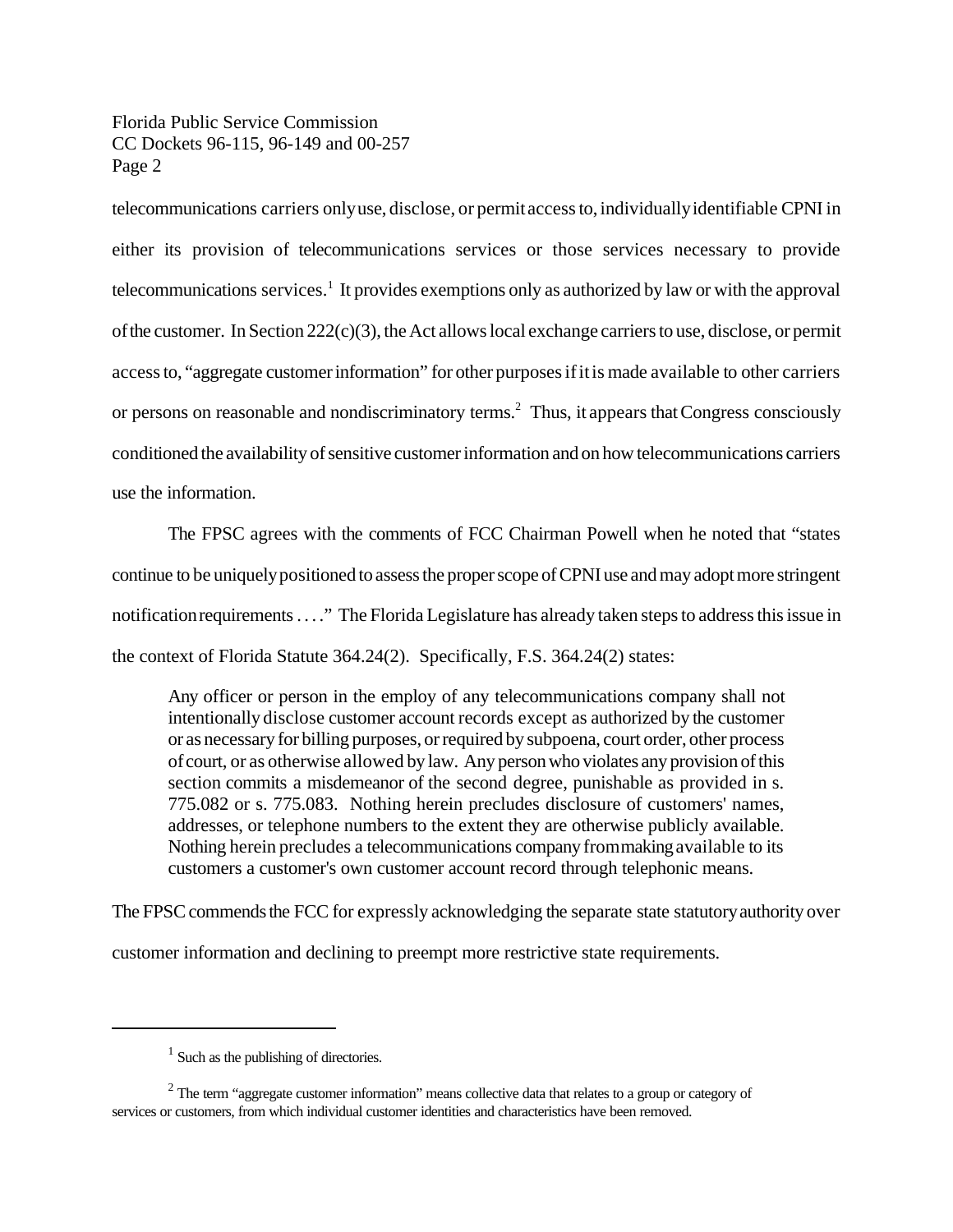telecommunications carriers only use, disclose, or permit access to, individually identifiable CPNI in either its provision of telecommunications services or those services necessary to provide telecommunications services.[1] It provides exemptions only as authorized by law or with the approval of the customer. In Section 222(c)(3), the Act allows local exchange carriers to use, disclose, or permit access to, "aggregate customer information" for other purposes if it is made available to other carriers or persons on reasonable and nondiscriminatory terms.[2] Thus, it appears that Congress consciously conditioned the availability of sensitive customer information and on how telecommunications carriers use the information.

The FPSC agrees with the comments of FCC Chairman Powell when he noted that "states continue to be uniquely positioned to assess the proper scope of CPNI use and may adopt more stringent notification requirements . . . ." The Florida Legislature has already taken steps to address this issue in the context of Florida Statute 364.24(2). Specifically, F.S. 364.24(2) states:

> Any officer or person in the employ of any telecommunications company shall not intentionally disclose customer account records except as authorized by the customer or as necessary for billing purposes, or required by subpoena, court order, other process of court, or as otherwise allowed by law. Any person who violates any provision of this section commits a misdemeanor of the second degree, punishable as provided in s. 775.082 or s. 775.083. Nothing herein precludes disclosure of customers' names, addresses, or telephone numbers to the extent they are otherwise publicly available. Nothing herein precludes a telecommunications company from making available to its customers a customer's own customer account record through telephonic means.

The FPSC commends the FCC for expressly acknowledging the separate state statutory authority over customer information and declining to preempt more restrictive state requirements.

---

[1] Such as the publishing of directories.

[2] The term "aggregate customer information" means collective data that relates to a group or category of services or customers, from which individual customer identities and characteristics have been removed.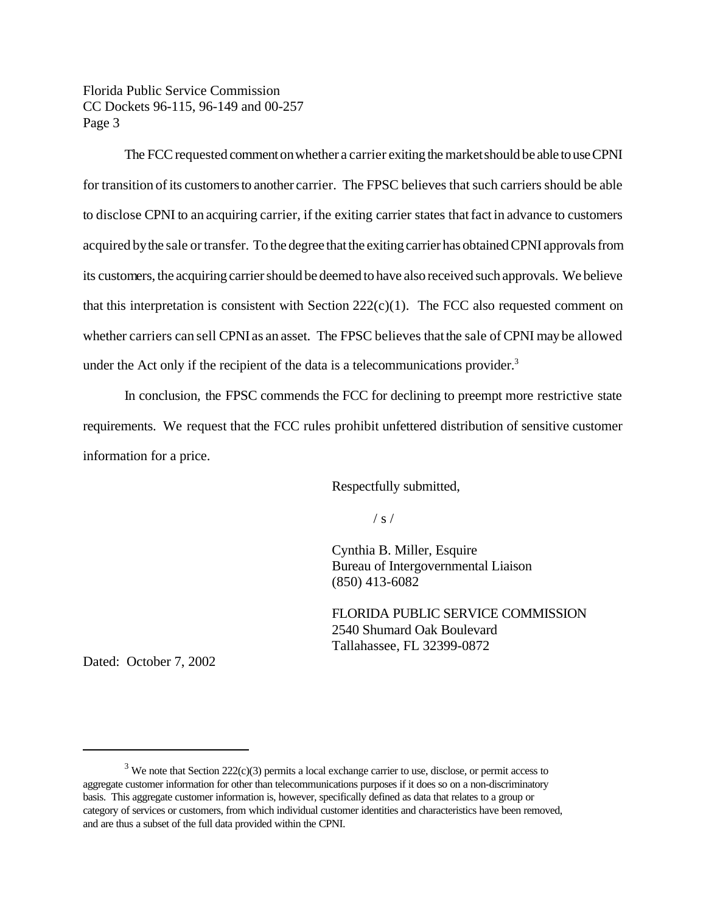The FCC requested comment on whether a carrier exiting the market should be able to use CPNI for transition of its customers to another carrier. The FPSC believes that such carriers should be able to disclose CPNI to an acquiring carrier, if the exiting carrier states that fact in advance to customers acquired by the sale or transfer. To the degree that the exiting carrier has obtained CPNI approvals from its customers, the acquiring carrier should be deemed to have also received such approvals. We believe that this interpretation is consistent with Section 222(c)(1). The FCC also requested comment on whether carriers can sell CPNI as an asset. The FPSC believes that the sale of CPNI may be allowed under the Act only if the recipient of the data is a telecommunications provider.[3]

In conclusion, the FPSC commends the FCC for declining to preempt more restrictive state requirements. We request that the FCC rules prohibit unfettered distribution of sensitive customer information for a price.

Respectfully submitted,

/ s /

Cynthia B. Miller, Esquire
Bureau of Intergovernmental Liaison
(850) 413-6082

FLORIDA PUBLIC SERVICE COMMISSION
2540 Shumard Oak Boulevard
Tallahassee, FL 32399-0872

Dated: October 7, 2002

---

[3] We note that Section 222(c)(3) permits a local exchange carrier to use, disclose, or permit access to aggregate customer information for other than telecommunications purposes if it does so on a non-discriminatory basis. This aggregate customer information is, however, specifically defined as data that relates to a group or category of services or customers, from which individual customer identities and characteristics have been removed, and are thus a subset of the full data provided within the CPNI.